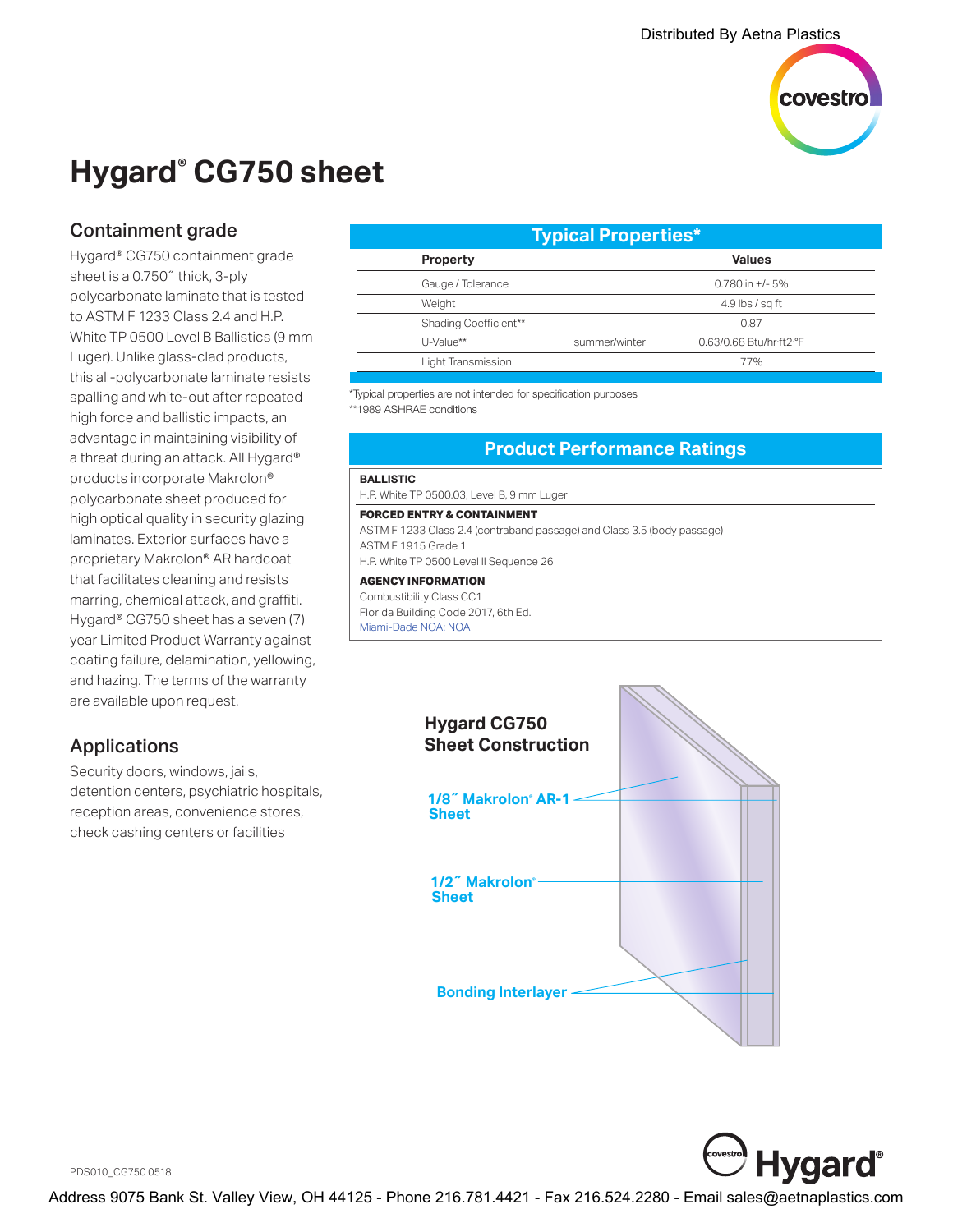Distributed By Aetna Plastics

# Hygard® CG750 sheet

## Containment grade

Hygard® CG750 containment grade sheet is a 0.750˝ thick, 3-ply polycarbonate laminate that is tested to ASTM F 1233 Class 2.4 and H.P. White TP 0500 Level B Ballistics (9 mm Luger). Unlike glass-clad products, this all-polycarbonate laminate resists spalling and white-out after repeated high force and ballistic impacts, an advantage in maintaining visibility of a threat during an attack. All Hygard® products incorporate Makrolon® polycarbonate sheet produced for high optical quality in security glazing laminates. Exterior surfaces have a proprietary Makrolon® AR hardcoat that facilitates cleaning and resists marring, chemical attack, and graffiti. Hygard® CG750 sheet has a seven (7) year Limited Product Warranty against coating failure, delamination, yellowing, and hazing. The terms of the warranty are available upon request.

## Applications

Security doors, windows, jails, detention centers, psychiatric hospitals, reception areas, convenience stores, check cashing centers or facilities

### Typical Properties*

| Property | | Values |
|---|---|---|
| Gauge / Tolerance | | 0.780 in +/- 5% |
| Weight | | 4.9 lbs / sq ft |
| Shading Coefficient** | | 0.87 |
| U-Value** | summer/winter | 0.63/0.68 Btu/hr·ft2·°F |
| Light Transmission | | 77% |

*Typical properties are not intended for specification purposes
**1989 ASHRAE conditions

### Product Performance Ratings

**BALLISTIC**
H.P. White TP 0500.03, Level B, 9 mm Luger

**FORCED ENTRY & CONTAINMENT**
ASTM F 1233 Class 2.4 (contraband passage) and Class 3.5 (body passage)
ASTM F 1915 Grade 1
H.P. White TP 0500 Level II Sequence 26

**AGENCY INFORMATION**
Combustibility Class CC1
Florida Building Code 2017, 6th Ed.
Miami-Dade NOA: NOA

### Hygard CG750 Sheet Construction

- 1/8˝ Makrolon® AR-1 Sheet
- 1/2˝ Makrolon® Sheet
- Bonding Interlayer

PDS010_CG750 0518

Address 9075 Bank St. Valley View, OH 44125 - Phone 216.781.4421 - Fax 216.524.2280 - Email sales@aetnaplastics.com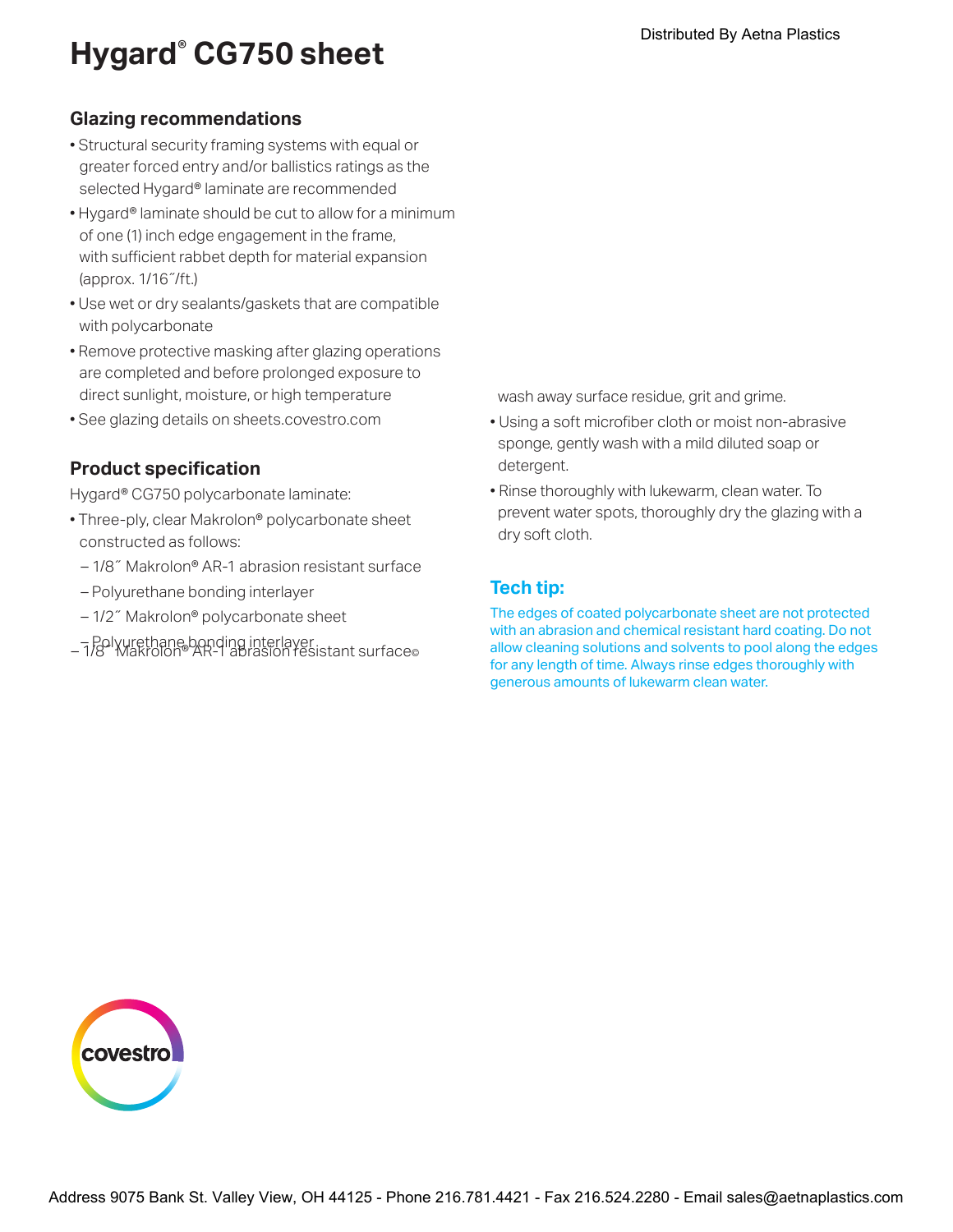# Hygard® CG750 sheet

## Glazing recommendations

- Structural security framing systems with equal or greater forced entry and/or ballistics ratings as the selected Hygard® laminate are recommended
- Hygard® laminate should be cut to allow for a minimum of one (1) inch edge engagement in the frame, with sufficient rabbet depth for material expansion (approx. 1/16″/ft.)
- Use wet or dry sealants/gaskets that are compatible with polycarbonate
- Remove protective masking after glazing operations are completed and before prolonged exposure to direct sunlight, moisture, or high temperature
- See glazing details on sheets.covestro.com

## Product specification

Hygard® CG750 polycarbonate laminate:

- Three-ply, clear Makrolon® polycarbonate sheet constructed as follows:
  - 1/8″ Makrolon® AR-1 abrasion resistant surface
  - Polyurethane bonding interlayer
  - 1/2″ Makrolon® polycarbonate sheet
  - Polyurethane bonding interlayer
  - 1/8″ Makrolon® AR-1 abrasion resistant surface©

wash away surface residue, grit and grime.

- Using a soft microfiber cloth or moist non-abrasive sponge, gently wash with a mild diluted soap or detergent.
- Rinse thoroughly with lukewarm, clean water. To prevent water spots, thoroughly dry the glazing with a dry soft cloth.

## Tech tip:

The edges of coated polycarbonate sheet are not protected with an abrasion and chemical resistant hard coating. Do not allow cleaning solutions and solvents to pool along the edges for any length of time. Always rinse edges thoroughly with generous amounts of lukewarm clean water.